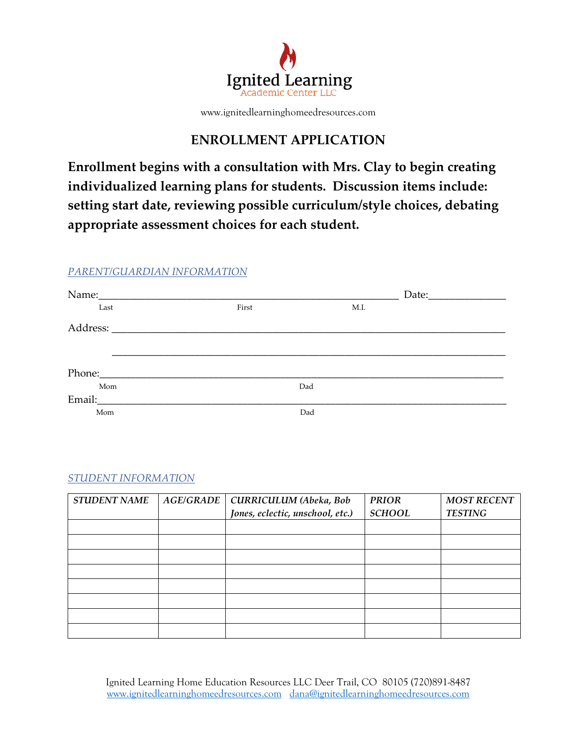Ignited Learning
Academic Center LLC

www.ignitedlearninghomeedresources.com

# ENROLLMENT APPLICATION

**Enrollment begins with a consultation with Mrs. Clay to begin creating individualized learning plans for students. Discussion items include: setting start date, reviewing possible curriculum/style choices, debating appropriate assessment choices for each student.**

## *PARENT/GUARDIAN INFORMATION*

Name:___________________________________________________________ Date:_______________

Last First M.I.

Address: ________________________________________________________________________________

________________________________________________________________________________

Phone:_________________________________________________________________________________

Mom Dad

Email:_________________________________________________________________________________

Mom Dad

## *STUDENT INFORMATION*

| *STUDENT NAME* | *AGE/GRADE* | *CURRICULUM (Abeka, Bob Jones, eclectic, unschool, etc.)* | *PRIOR SCHOOL* | *MOST RECENT TESTING* |
|---|---|---|---|---|
| | | | | |
| | | | | |
| | | | | |
| | | | | |
| | | | | |
| | | | | |
| | | | | |
| | | | | |

Ignited Learning Home Education Resources LLC Deer Trail, CO 80105 (720)891-8487
www.ignitedlearninghomeedresources.com dana@ignitedlearninghomeedresources.com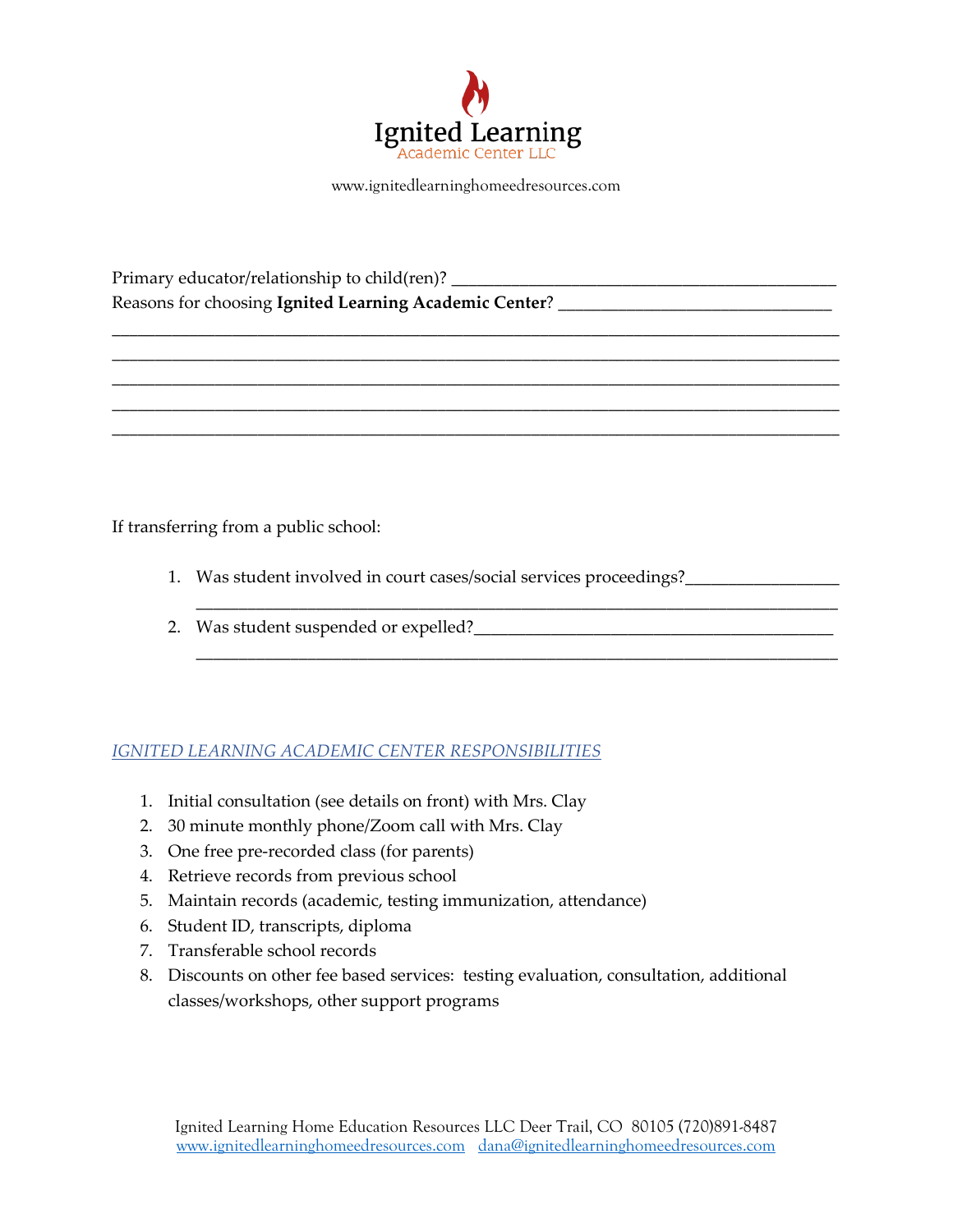# Ignited Learning

Academic Center LLC

www.ignitedlearninghomeedresources.com

Primary educator/relationship to child(ren)? ____________________________________________

Reasons for choosing **Ignited Learning Academic Center**? ______________________________

_________________________________________________________________________________

_________________________________________________________________________________

_________________________________________________________________________________

_________________________________________________________________________________

_________________________________________________________________________________

If transferring from a public school:

1. Was student involved in court cases/social services proceedings?_________________
   _________________________________________________________________________
2. Was student suspended or expelled?_________________________________________
   _________________________________________________________________________

*IGNITED LEARNING ACADEMIC CENTER RESPONSIBILITIES*

1. Initial consultation (see details on front) with Mrs. Clay
2. 30 minute monthly phone/Zoom call with Mrs. Clay
3. One free pre-recorded class (for parents)
4. Retrieve records from previous school
5. Maintain records (academic, testing immunization, attendance)
6. Student ID, transcripts, diploma
7. Transferable school records
8. Discounts on other fee based services: testing evaluation, consultation, additional classes/workshops, other support programs

Ignited Learning Home Education Resources LLC Deer Trail, CO 80105 (720)891-8487
www.ignitedlearninghomeedresources.com dana@ignitedlearninghomeedresources.com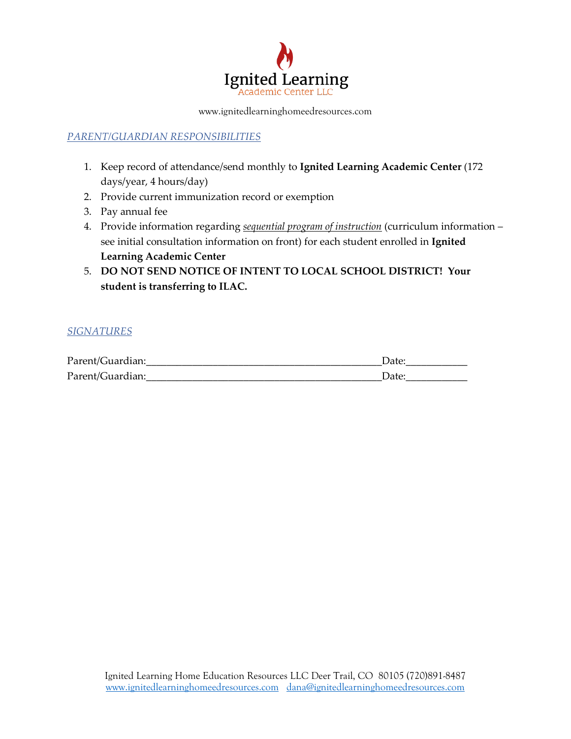Ignited Learning

Academic Center LLC

www.ignitedlearninghomeedresources.com

## *PARENT/GUARDIAN RESPONSIBILITIES*

1. Keep record of attendance/send monthly to **Ignited Learning Academic Center** (172 days/year, 4 hours/day)
2. Provide current immunization record or exemption
3. Pay annual fee
4. Provide information regarding *sequential program of instruction* (curriculum information – see initial consultation information on front) for each student enrolled in **Ignited Learning Academic Center**
5. **DO NOT SEND NOTICE OF INTENT TO LOCAL SCHOOL DISTRICT! Your student is transferring to ILAC.**

## *SIGNATURES*

Parent/Guardian:_____________________________________________Date:___________

Parent/Guardian:_____________________________________________Date:___________

Ignited Learning Home Education Resources LLC Deer Trail, CO 80105 (720)891-8487
www.ignitedlearninghomeedresources.com dana@ignitedlearninghomeedresources.com